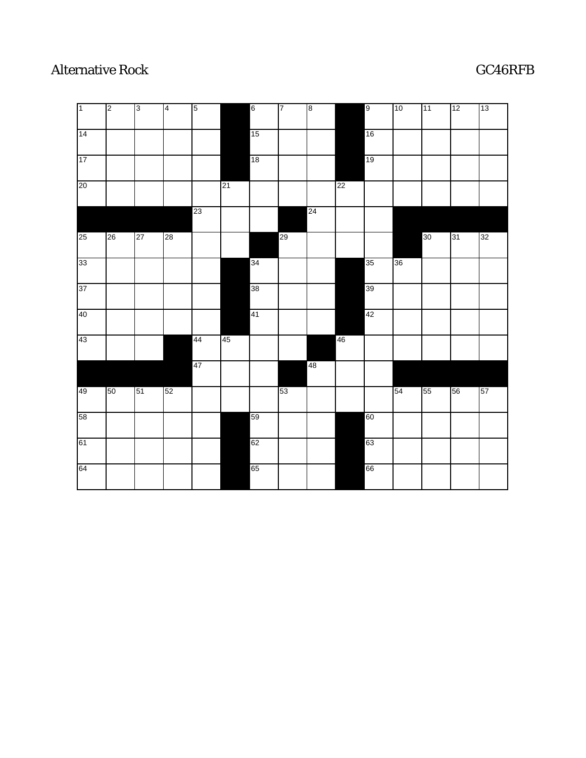# Alternative Rock

GC46RFB

| 1 | 2 | 3 | 4 | 5 | ■ | 6 | 7 | 8 | ■ | 9 | 10 | 11 | 12 | 13 |
|---|---|---|---|---|---|---|---|---|---|---|---|---|---|---|
| 14 | | | | | ■ | 15 | | | ■ | 16 | | | | |
| 17 | | | | | ■ | 18 | | | ■ | 19 | | | | |
| 20 | | | | | 21 | | | | 22 | | | | | |
| ■ | ■ | ■ | ■ | 23 | | | ■ | 24 | | | ■ | ■ | ■ | ■ |
| 25 | 26 | 27 | 28 | | | ■ | 29 | | | | ■ | 30 | 31 | 32 |
| 33 | | | | | ■ | 34 | | | ■ | 35 | 36 | | | |
| 37 | | | | | ■ | 38 | | | ■ | 39 | | | | |
| 40 | | | | | ■ | 41 | | | ■ | 42 | | | | |
| 43 | | | ■ | 44 | 45 | | | ■ | 46 | | | | | |
| ■ | ■ | ■ | ■ | 47 | | | ■ | 48 | | | ■ | ■ | ■ | ■ |
| 49 | 50 | 51 | 52 | | | | 53 | | | | 54 | 55 | 56 | 57 |
| 58 | | | | | ■ | 59 | | | ■ | 60 | | | | |
| 61 | | | | | ■ | 62 | | | ■ | 63 | | | | |
| 64 | | | | | ■ | 65 | | | ■ | 66 | | | | |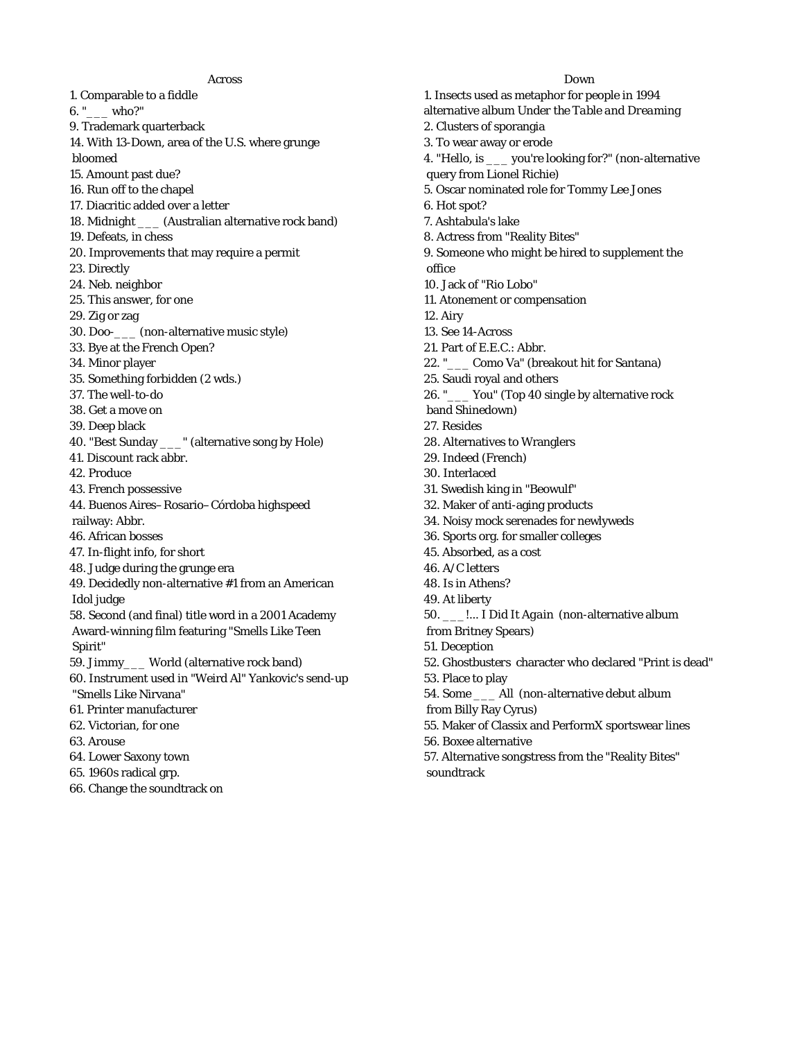## Across

1. Comparable to a fiddle
6. "___ who?"
9. Trademark quarterback
14. With 13-Down, area of the U.S. where grunge bloomed
15. Amount past due?
16. Run off to the chapel
17. Diacritic added over a letter
18. Midnight ___ (Australian alternative rock band)
19. Defeats, in chess
20. Improvements that may require a permit
23. Directly
24. Neb. neighbor
25. This answer, for one
29. Zig or zag
30. Doo-___ (non-alternative music style)
33. Bye at the French Open?
34. Minor player
35. Something forbidden (2 wds.)
37. The well-to-do
38. Get a move on
39. Deep black
40. "Best Sunday ___" (alternative song by Hole)
41. Discount rack abbr.
42. Produce
43. French possessive
44. Buenos Aires–Rosario–Córdoba highspeed railway: Abbr.
46. African bosses
47. In-flight info, for short
48. Judge during the grunge era
49. Decidedly non-alternative #1 from an American Idol judge
58. Second (and final) title word in a 2001 Academy Award-winning film featuring "Smells Like Teen Spirit"
59. Jimmy___ World (alternative rock band)
60. Instrument used in "Weird Al" Yankovic's send-up "Smells Like Nirvana"
61. Printer manufacturer
62. Victorian, for one
63. Arouse
64. Lower Saxony town
65. 1960s radical grp.
66. Change the soundtrack on

## Down

1. Insects used as metaphor for people in 1994 alternative album *Under the Table and Dreaming*
2. Clusters of sporangia
3. To wear away or erode
4. "Hello, is ___ you're looking for?" (non-alternative query from Lionel Richie)
5. Oscar nominated role for Tommy Lee Jones
6. Hot spot?
7. Ashtabula's lake
8. Actress from "Reality Bites"
9. Someone who might be hired to supplement the office
10. Jack of "Rio Lobo"
11. Atonement or compensation
12. Airy
13. See 14-Across
21. Part of E.E.C.: Abbr.
22. "___ Como Va" (breakout hit for Santana)
25. Saudi royal and others
26. "___ You" (Top 40 single by alternative rock band Shinedown)
27. Resides
28. Alternatives to Wranglers
29. Indeed (French)
30. Interlaced
31. Swedish king in "Beowulf"
32. Maker of anti-aging products
34. Noisy mock serenades for newlyweds
36. Sports org. for smaller colleges
45. Absorbed, as a cost
46. A/C letters
48. Is in Athens?
49. At liberty
50. ___!... *I Did It Again* (non-alternative album from Britney Spears)
51. Deception
52. *Ghostbusters* character who declared "Print is dead"
53. Place to play
54. *Some ___ All* (non-alternative debut album from Billy Ray Cyrus)
55. Maker of Classix and PerformX sportswear lines
56. Boxee alternative
57. Alternative songstress from the "Reality Bites" soundtrack